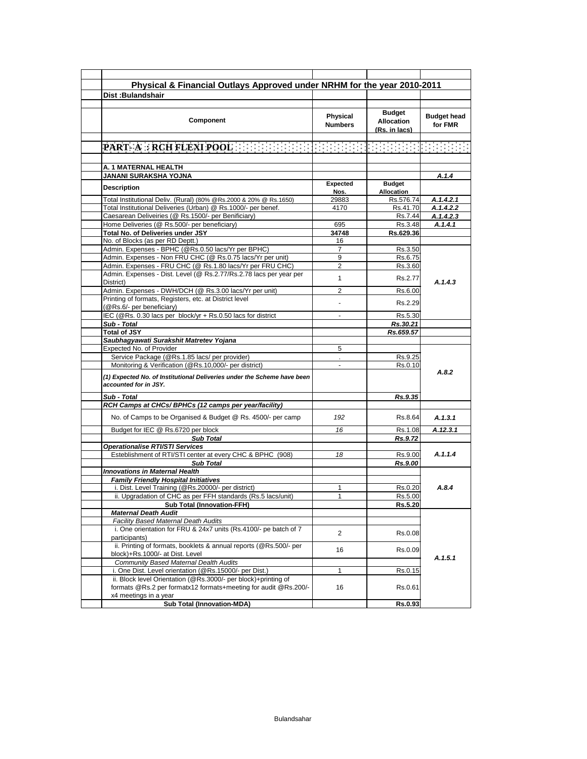# Physical & Financial Outlays Approved under NRHM for the year 2010-2011

**Dist :Bulandshair**

| Component | Physical Numbers | Budget Allocation (Rs. in lacs) | Budget head for FMR |
|---|---|---|---|
| **PART- A : RCH FLEXI POOL** | | | |
| **A. 1 MATERNAL HEALTH** | | | |
| **JANANI SURAKSHA YOJNA** | | | *A.1.4* |
| **Description** | **Expected Nos.** | **Budget Allocation** | |
| Total Institutional Deliv. (Rural) (80% @Rs.2000 & 20% @ Rs.1650) | 29883 | Rs.576.74 | *A.1.4.2.1* |
| Total Institutional Deliveries (Urban) @ Rs.1000/- per benef. | 4170 | Rs.41.70 | *A.1.4.2.2* |
| Caesarean Deliveiries (@ Rs.1500/- per Benificiary) | | Rs.7.44 | *A.1.4.2.3* |
| Home Deliveries (@ Rs.500/- per beneficiary) | 695 | Rs.3.48 | *A.1.4.1* |
| **Total No. of Deliveries under JSY** | **34748** | **Rs.629.36** | |
| No. of Blocks (as per RD Deptt.) | 16 | | |
| Admin. Expenses - BPHC (@Rs.0.50 lacs/Yr per BPHC) | 7 | Rs.3.50 | *A.1.4.3* |
| Admin. Expenses - Non FRU CHC (@ Rs.0.75 lacs/Yr per unit) | 9 | Rs.6.75 | |
| Admin. Expenses - FRU CHC (@ Rs.1.80 lacs/Yr per FRU CHC) | 2 | Rs.3.60 | |
| Admin. Expenses - Dist. Level (@ Rs.2.77/Rs.2.78 lacs per year per District) | 1 | Rs.2.77 | |
| Admin. Expenses - DWH/DCH (@ Rs.3.00 lacs/Yr per unit) | 2 | Rs.6.00 | |
| Printing of formats, Registers, etc. at District level (@Rs.6/- per beneficiary) | - | Rs.2.29 | |
| IEC (@Rs. 0.30 lacs per block/yr + Rs.0.50 lacs for district | - | Rs.5.30 | |
| ***Sub - Total*** | | ***Rs.30.21*** | |
| **Total of JSY** | | ***Rs.659.57*** | |
| ***Saubhagyawati Surakshit Matretev Yojana*** | | | *A.8.2* |
| Expected No. of Provider | 5 | | |
| Service Package (@Rs.1.85 lacs/ per provider) | . | Rs.9.25 | |
| Monitoring & Verification (@Rs.10,000/- per district) | - | Rs.0.10 | |
| ***(1) Expected No. of Institutional Deliveries under the Scheme have been accounted for in JSY.*** | | | |
| ***Sub - Total*** | | ***Rs.9.35*** | |
| ***RCH Camps at CHCs/ BPHCs (12 camps per year/facility)*** | | | |
| No. of Camps to be Organised & Budget @ Rs. 4500/- per camp | *192* | Rs.8.64 | *A.1.3.1* |
| Budget for IEC @ Rs.6720 per block | *16* | Rs.1.08 | *A.12.3.1* |
| ***Sub Total*** | | ***Rs.9.72*** | |
| ***Operationalise RTI/STI Services*** | | | *A.1.1.4* |
| Esteblishment of RTI/STI center at every CHC & BPHC (908) | *18* | Rs.9.00 | |
| ***Sub Total*** | | ***Rs.9.00*** | |
| ***Innovations in Maternal Health*** | | | *A.8.4* |
| ***Family Friendly Hospital Initiatives*** | | | |
| i. Dist. Level Training (@Rs.20000/- per district) | 1 | Rs.0.20 | |
| ii. Upgradation of CHC as per FFH standards (Rs.5 lacs/unit) | 1 | Rs.5.00 | |
| **Sub Total (Innovation-FFH)** | | **Rs.5.20** | |
| ***Maternal Death Audit*** | | | *A.1.5.1* |
| *Facility Based Maternal Death Audits* | | | |
| i. One orientation for FRU & 24x7 units (Rs.4100/- pe batch of 7 participants) | 2 | Rs.0.08 | |
| ii. Printing of formats, booklets & annual reports (@Rs.500/- per block)+Rs.1000/- at Dist. Level | 16 | Rs.0.09 | |
| *Community Based Maternal Dealth Audits* | | | |
| i. One Dist. Level orientation (@Rs.15000/- per Dist.) | 1 | Rs.0.15 | |
| ii. Block level Orientation (@Rs.3000/- per block)+printing of formats @Rs.2 per formatx12 formats+meeting for audit @Rs.200/- x4 meetings in a year | 16 | Rs.0.61 | |
| **Sub Total (Innovation-MDA)** | | **Rs.0.93** | |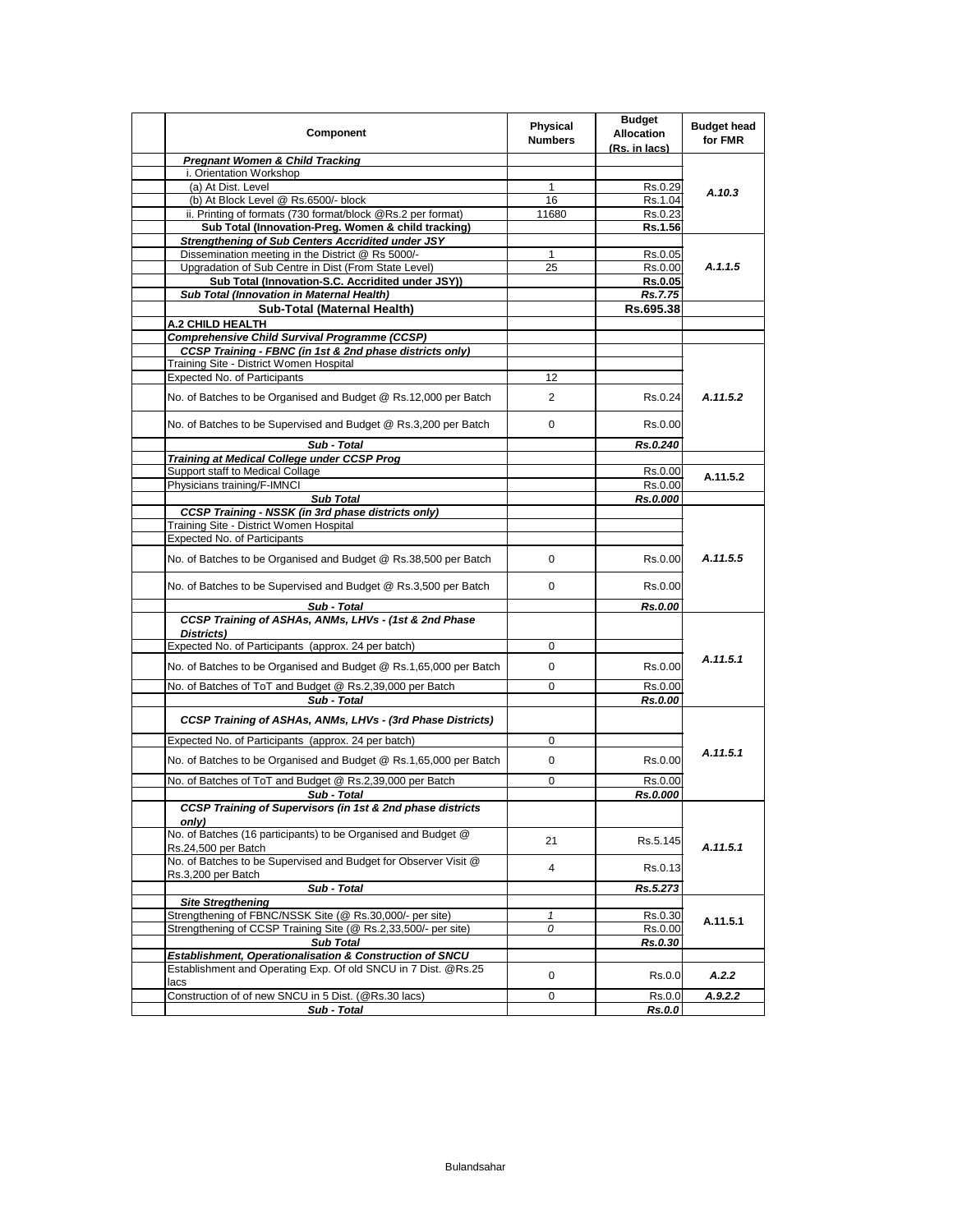| Component | Physical Numbers | Budget Allocation (Rs. in lacs) | Budget head for FMR |
|---|---|---|---|
| ***Pregnant Women & Child Tracking*** | | | |
| i. Orientation Workshop | | | A.10.3 |
| (a) At Dist. Level | 1 | Rs.0.29 | |
| (b) At Block Level @ Rs.6500/- block | 16 | Rs.1.04 | |
| ii. Printing of formats (730 format/block @Rs.2 per format) | 11680 | Rs.0.23 | |
| **Sub Total (Innovation-Preg. Women & child tracking)** | | **Rs.1.56** | |
| ***Strengthening of Sub Centers Accridited under JSY*** | | | A.1.1.5 |
| Dissemination meeting in the District @ Rs 5000/- | 1 | Rs.0.05 | |
| Upgradation of Sub Centre in Dist (From State Level) | 25 | Rs.0.00 | |
| **Sub Total (Innovation-S.C. Accridited under JSY))** | | **Rs.0.05** | |
| ***Sub Total (Innovation in Maternal Health)*** | | ***Rs.7.75*** | |
| **Sub-Total (Maternal Health)** | | **Rs.695.38** | |
| **A.2 CHILD HEALTH** | | | |
| ***Comprehensive Child Survival Programme (CCSP)*** | | | |
| ***CCSP Training - FBNC (in 1st & 2nd phase districts only)*** | | | A.11.5.2 |
| Training Site - District Women Hospital | | | |
| Expected No. of Participants | 12 | | |
| No. of Batches to be Organised and Budget @ Rs.12,000 per Batch | 2 | Rs.0.24 | |
| No. of Batches to be Supervised and Budget @ Rs.3,200 per Batch | 0 | Rs.0.00 | |
| ***Sub - Total*** | | ***Rs.0.240*** | |
| ***Training at Medical College under CCSP Prog*** | | | |
| Support staff to Medical Collage | | Rs.0.00 | A.11.5.2 |
| Physicians training/F-IMNCI | | Rs.0.00 | |
| ***Sub Total*** | | ***Rs.0.000*** | |
| ***CCSP Training - NSSK (in 3rd phase districts only)*** | | | A.11.5.5 |
| Training Site - District Women Hospital | | | |
| Expected No. of Participants | | | |
| No. of Batches to be Organised and Budget @ Rs.38,500 per Batch | 0 | Rs.0.00 | |
| No. of Batches to be Supervised and Budget @ Rs.3,500 per Batch | 0 | Rs.0.00 | |
| ***Sub - Total*** | | ***Rs.0.00*** | |
| ***CCSP Training of ASHAs, ANMs, LHVs - (1st & 2nd Phase Districts)*** | | | A.11.5.1 |
| Expected No. of Participants (approx. 24 per batch) | 0 | | |
| No. of Batches to be Organised and Budget @ Rs.1,65,000 per Batch | 0 | Rs.0.00 | |
| No. of Batches of ToT and Budget @ Rs.2,39,000 per Batch | 0 | Rs.0.00 | |
| ***Sub - Total*** | | ***Rs.0.00*** | |
| ***CCSP Training of ASHAs, ANMs, LHVs - (3rd Phase Districts)*** | | | A.11.5.1 |
| Expected No. of Participants (approx. 24 per batch) | 0 | | |
| No. of Batches to be Organised and Budget @ Rs.1,65,000 per Batch | 0 | Rs.0.00 | |
| No. of Batches of ToT and Budget @ Rs.2,39,000 per Batch | 0 | Rs.0.00 | |
| ***Sub - Total*** | | ***Rs.0.000*** | |
| ***CCSP Training of Supervisors (in 1st & 2nd phase districts only)*** | | | A.11.5.1 |
| No. of Batches (16 participants) to be Organised and Budget @ Rs.24,500 per Batch | 21 | Rs.5.145 | |
| No. of Batches to be Supervised and Budget for Observer Visit @ Rs.3,200 per Batch | 4 | Rs.0.13 | |
| ***Sub - Total*** | | ***Rs.5.273*** | |
| ***Site Stregthening*** | | | A.11.5.1 |
| Strengthening of FBNC/NSSK Site (@ Rs.30,000/- per site) | *1* | Rs.0.30 | |
| Strengthening of CCSP Training Site (@ Rs.2,33,500/- per site) | *0* | Rs.0.00 | |
| ***Sub Total*** | | ***Rs.0.30*** | |
| ***Establishment, Operationalisation & Construction of SNCU*** | | | |
| Establishment and Operating Exp. Of old SNCU in 7 Dist. @Rs.25 lacs | 0 | Rs.0.0 | *A.2.2* |
| Construction of of new SNCU in 5 Dist. (@Rs.30 lacs) | 0 | Rs.0.0 | *A.9.2.2* |
| ***Sub - Total*** | | ***Rs.0.0*** | |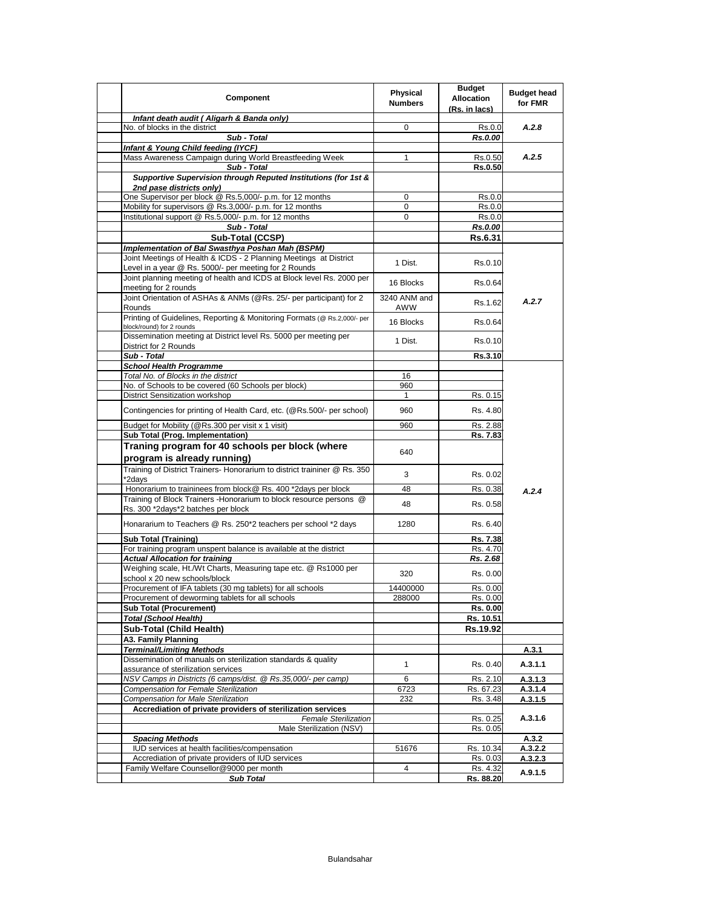| Component | Physical Numbers | Budget Allocation (Rs. in lacs) | Budget head for FMR |
|---|---|---|---|
| ***Infant death audit ( Aligarh & Banda only)*** | | | |
| No. of blocks in the district | 0 | Rs.0.0 | *A.2.8* |
| ***Sub - Total*** | | ***Rs.0.00*** | |
| ***Infant & Young Child feeding (IYCF)*** | | | |
| Mass Awareness Campaign during World Breastfeeding Week | 1 | Rs.0.50 | *A.2.5* |
| ***Sub - Total*** | | **Rs.0.50** | |
| ***Supportive Supervision through Reputed Institutions (for 1st & 2nd pase districts only)*** | | | |
| One Supervisor per block @ Rs.5,000/- p.m. for 12 months | 0 | Rs.0.0 | |
| Mobility for supervisors @ Rs.3,000/- p.m. for 12 months | 0 | Rs.0.0 | |
| Institutional support @ Rs.5,000/- p.m. for 12 months | 0 | Rs.0.0 | |
| ***Sub - Total*** | | ***Rs.0.00*** | |
| **Sub-Total (CCSP)** | | **Rs.6.31** | |
| ***Implementation of Bal Swasthya Poshan Mah (BSPM)*** | | | |
| Joint Meetings of Health & ICDS - 2 Planning Meetings at District Level in a year @ Rs. 5000/- per meeting for 2 Rounds | 1 Dist. | Rs.0.10 | *A.2.7* |
| Joint planning meeting of health and ICDS at Block level Rs. 2000 per meeting for 2 rounds | 16 Blocks | Rs.0.64 | |
| Joint Orientation of ASHAs & ANMs (@Rs. 25/- per participant) for 2 Rounds | 3240 ANM and AWW | Rs.1.62 | |
| Printing of Guidelines, Reporting & Monitoring Formats (@ Rs.2,000/- per block/round) for 2 rounds | 16 Blocks | Rs.0.64 | |
| Dissemination meeting at District level Rs. 5000 per meeting per District for 2 Rounds | 1 Dist. | Rs.0.10 | |
| ***Sub - Total*** | | **Rs.3.10** | |
| ***School Health Programme*** | | | *A.2.4* |
| *Total No. of Blocks in the district* | 16 | | |
| No. of Schools to be covered (60 Schools per block) | 960 | | |
| District Sensitization workshop | 1 | Rs. 0.15 | |
| Contingencies for printing of Health Card, etc. (@Rs.500/- per school) | 960 | Rs. 4.80 | |
| Budget for Mobility (@Rs.300 per visit x 1 visit) | 960 | Rs. 2.88 | |
| **Sub Total (Prog. Implementation)** | | **Rs. 7.83** | |
| **Traning program for 40 schools per block (where program is already running)** | 640 | | |
| Training of District Trainers- Honorarium to district traininer @ Rs. 350 *2days | 3 | Rs. 0.02 | |
| Honorarium to traininees from block@ Rs. 400 *2days per block | 48 | Rs. 0.38 | |
| Training of Block Trainers -Honorarium to block resource persons @ Rs. 300 *2days*2 batches per block | 48 | Rs. 0.58 | |
| Honararium to Teachers @ Rs. 250*2 teachers per school *2 days | 1280 | Rs. 6.40 | |
| **Sub Total (Training)** | | **Rs. 7.38** | |
| For training program unspent balance is available at the district | | Rs. 4.70 | |
| ***Actual Allocation for training*** | | ***Rs. 2.68*** | |
| Weighing scale, Ht./Wt Charts, Measuring tape etc. @ Rs1000 per school x 20 new schools/block | 320 | Rs. 0.00 | |
| Procurement of IFA tablets (30 mg tablets) for all schools | 14400000 | Rs. 0.00 | |
| Procurement of deworming tablets for all schools | 288000 | Rs. 0.00 | |
| **Sub Total (Procurement)** | | **Rs. 0.00** | |
| ***Total (School Health)*** | | **Rs. 10.51** | |
| **Sub-Total (Child Health)** | | **Rs.19.92** | |
| **A3. Family Planning** | | | |
| ***Terminal/Limiting Methods*** | | | **A.3.1** |
| Dissemination of manuals on sterilization standards & quality assurance of sterilization services | 1 | Rs. 0.40 | **A.3.1.1** |
| *NSV Camps in Districts (6 camps/dist. @ Rs.35,000/- per camp)* | 6 | Rs. 2.10 | **A.3.1.3** |
| *Compensation for Female Sterilization* | 6723 | Rs. 67.23 | **A.3.1.4** |
| *Compensation for Male Sterilization* | 232 | Rs. 3.48 | **A.3.1.5** |
| **Accrediation of private providers of sterilization services** | | | **A.3.1.6** |
| *Female Sterilization* | | Rs. 0.25 | |
| Male Sterilization (NSV) | | Rs. 0.05 | |
| ***Spacing Methods*** | | | **A.3.2** |
| IUD services at health facilities/compensation | 51676 | Rs. 10.34 | **A.3.2.2** |
| Accrediation of private providers of IUD services | | Rs. 0.03 | **A.3.2.3** |
| Family Welfare Counsellor@9000 per month | 4 | Rs. 4.32 | **A.9.1.5** |
| ***Sub Total*** | | **Rs. 88.20** | |

Bulandsahar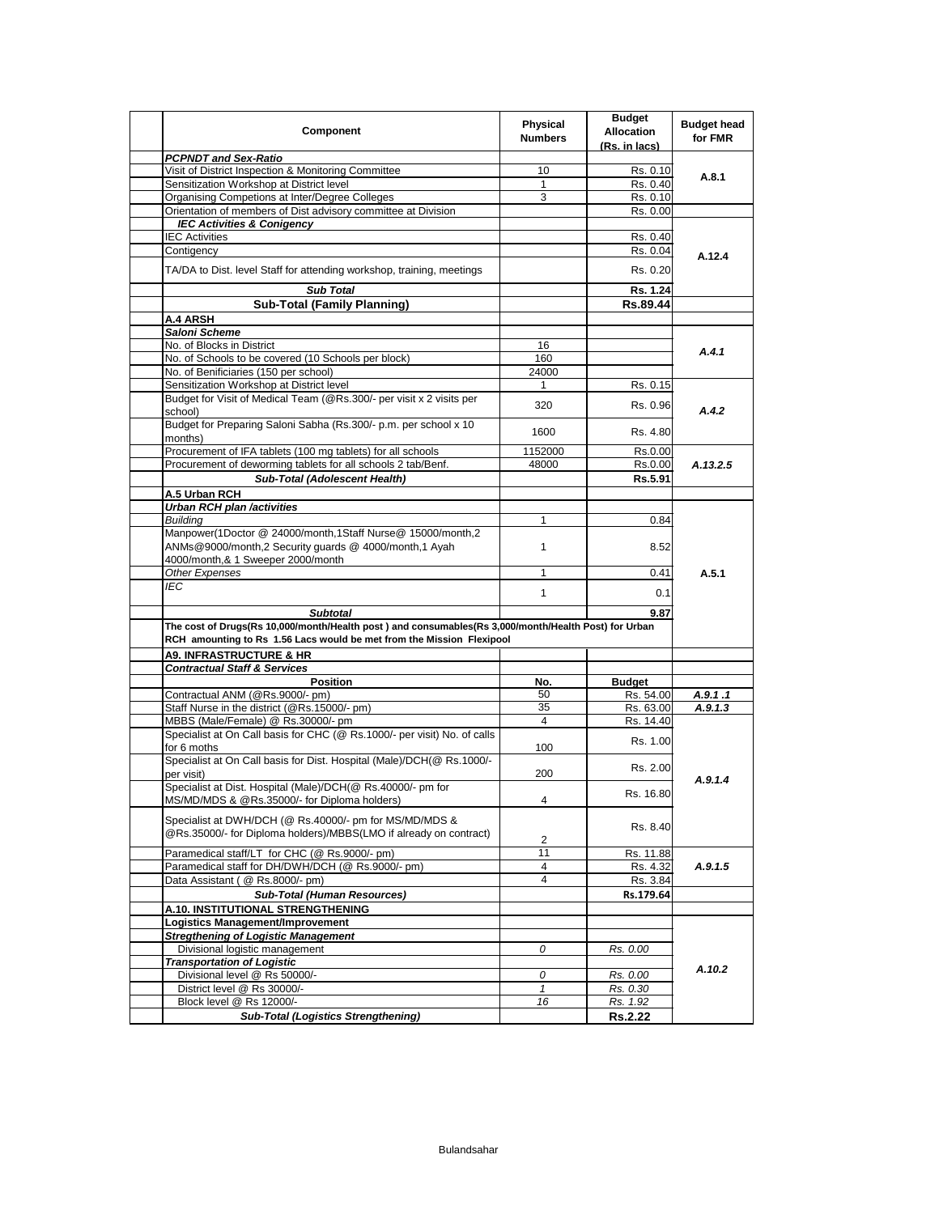| Component | Physical Numbers | Budget Allocation (Rs. in lacs) | Budget head for FMR |
|---|---|---|---|
| ***PCPNDT and Sex-Ratio*** | | | |
| Visit of District Inspection & Monitoring Committee | 10 | Rs. 0.10 | A.8.1 |
| Sensitization Workshop at District level | 1 | Rs. 0.40 | |
| Organising Competions at Inter/Degree Colleges | 3 | Rs. 0.10 | |
| Orientation of members of Dist advisory committee at Division | | Rs. 0.00 | |
| ***IEC Activities & Conigency*** | | | A.12.4 |
| IEC Activities | | Rs. 0.40 | |
| Contigency | | Rs. 0.04 | |
| TA/DA to Dist. level Staff for attending workshop, training, meetings | | Rs. 0.20 | |
| ***Sub Total*** | | **Rs. 1.24** | |
| **Sub-Total (Family Planning)** | | **Rs.89.44** | |
| **A.4 ARSH** | | | |
| ***Saloni Scheme*** | | | |
| No. of Blocks in District | 16 | | *A.4.1* |
| No. of Schools to be covered (10 Schools per block) | 160 | | |
| No. of Benificiaries (150 per school) | 24000 | | |
| Sensitization Workshop at District level | 1 | Rs. 0.15 | *A.4.2* |
| Budget for Visit of Medical Team (@Rs.300/- per visit x 2 visits per school) | 320 | Rs. 0.96 | |
| Budget for Preparing Saloni Sabha (Rs.300/- p.m. per school x 10 months) | 1600 | Rs. 4.80 | |
| Procurement of IFA tablets (100 mg tablets) for all schools | 1152000 | Rs.0.00 | *A.13.2.5* |
| Procurement of deworming tablets for all schools 2 tab/Benf. | 48000 | Rs.0.00 | |
| ***Sub-Total (Adolescent Health)*** | | **Rs.5.91** | |
| **A.5 Urban RCH** | | | |
| ***Urban RCH plan /activities*** | | | A.5.1 |
| *Building* | 1 | 0.84 | |
| Manpower(1Doctor @ 24000/month,1Staff Nurse@ 15000/month,2 ANMs@9000/month,2 Security guards @ 4000/month,1 Ayah 4000/month,& 1 Sweeper 2000/month | 1 | 8.52 | |
| *Other Expenses* | 1 | 0.41 | |
| *IEC* | 1 | 0.1 | |
| ***Subtotal*** | | **9.87** | |
| **The cost of Drugs(Rs 10,000/month/Health post ) and consumables(Rs 3,000/month/Health Post) for Urban RCH amounting to Rs 1.56 Lacs would be met from the Mission Flexipool** | | | |
| **A9. INFRASTRUCTURE & HR** | | | |
| ***Contractual Staff & Services*** | | | |
| **Position** | **No.** | **Budget** | |
| Contractual ANM (@Rs.9000/- pm) | 50 | Rs. 54.00 | *A.9.1 .1* |
| Staff Nurse in the district (@Rs.15000/- pm) | 35 | Rs. 63.00 | *A.9.1.3* |
| MBBS (Male/Female) @ Rs.30000/- pm | 4 | Rs. 14.40 | *A.9.1.4* |
| Specialist at On Call basis for CHC (@ Rs.1000/- per visit) No. of calls for 6 moths | 100 | Rs. 1.00 | |
| Specialist at On Call basis for Dist. Hospital (Male)/DCH(@ Rs.1000/- per visit) | 200 | Rs. 2.00 | |
| Specialist at Dist. Hospital (Male)/DCH(@ Rs.40000/- pm for MS/MD/MDS & @Rs.35000/- for Diploma holders) | 4 | Rs. 16.80 | |
| Specialist at DWH/DCH (@ Rs.40000/- pm for MS/MD/MDS & @Rs.35000/- for Diploma holders)/MBBS(LMO if already on contract) | 2 | Rs. 8.40 | |
| Paramedical staff/LT for CHC (@ Rs.9000/- pm) | 11 | Rs. 11.88 | *A.9.1.5* |
| Paramedical staff for DH/DWH/DCH (@ Rs.9000/- pm) | 4 | Rs. 4.32 | |
| Data Assistant ( @ Rs.8000/- pm) | 4 | Rs. 3.84 | |
| ***Sub-Total (Human Resources)*** | | **Rs.179.64** | |
| **A.10. INSTITUTIONAL STRENGTHENING** | | | |
| **Logistics Management/Improvement** | | | *A.10.2* |
| ***Stregthening of Logistic Management*** | | | |
| Divisional logistic management | *0* | *Rs. 0.00* | |
| ***Transportation of Logistic*** | | | |
| Divisional level @ Rs 50000/- | *0* | *Rs. 0.00* | |
| District level @ Rs 30000/- | *1* | *Rs. 0.30* | |
| Block level @ Rs 12000/- | *16* | *Rs. 1.92* | |
| ***Sub-Total (Logistics Strengthening)*** | | **Rs.2.22** | |

Bulandsahar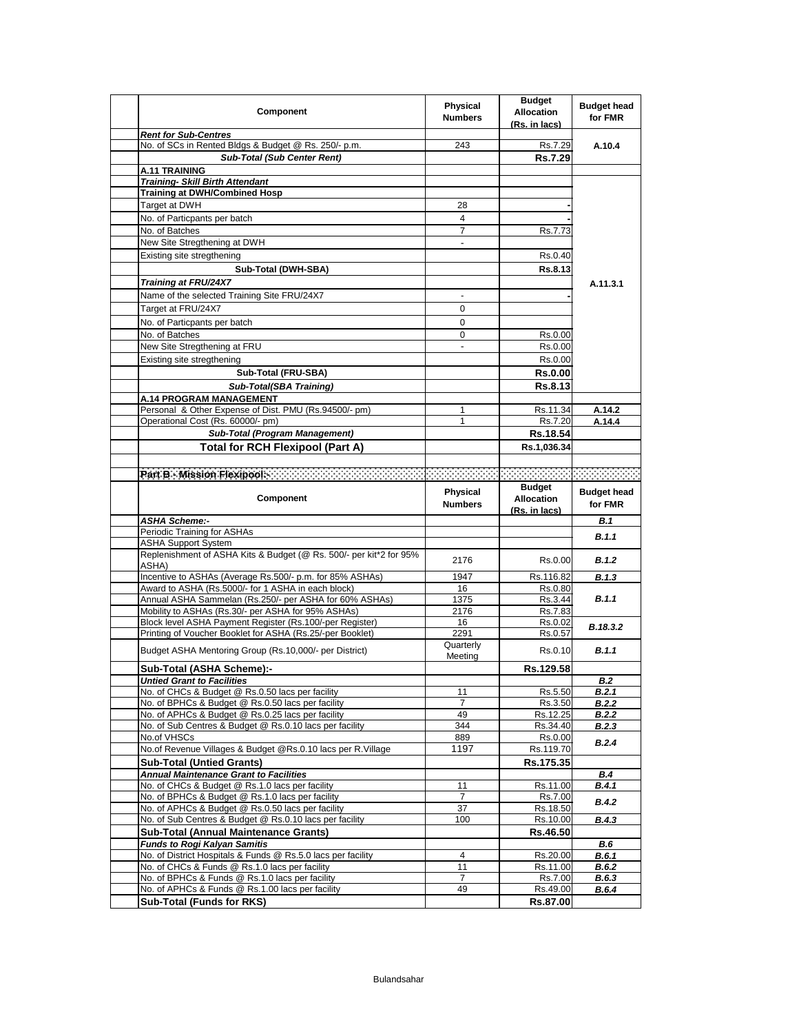| Component | Physical Numbers | Budget Allocation (Rs. in lacs) | Budget head for FMR |
|---|---|---|---|
| ***Rent for Sub-Centres*** | | | |
| No. of SCs in Rented Bldgs & Budget @ Rs. 250/- p.m. | 243 | Rs.7.29 | A.10.4 |
| ***Sub-Total (Sub Center Rent)*** | | **Rs.7.29** | |
| **A.11 TRAINING** | | | |
| ***Training- Skill Birth Attendant*** | | | |
| **Training at DWH/Combined Hosp** | | | A.11.3.1 |
| Target at DWH | 28 | - | |
| No. of Particpants per batch | 4 | - | |
| No. of Batches | 7 | Rs.7.73 | |
| New Site Stregthening at DWH | - | | |
| Existing site stregthening | | Rs.0.40 | |
| **Sub-Total (DWH-SBA)** | | **Rs.8.13** | |
| ***Training at FRU/24X7*** | | | |
| Name of the selected Training Site FRU/24X7 | - | - | |
| Target at FRU/24X7 | 0 | | |
| No. of Particpants per batch | 0 | | |
| No. of Batches | 0 | Rs.0.00 | |
| New Site Stregthening at FRU | - | Rs.0.00 | |
| Existing site stregthening | | Rs.0.00 | |
| **Sub-Total (FRU-SBA)** | | **Rs.0.00** | |
| ***Sub-Total(SBA Training)*** | | **Rs.8.13** | |
| **A.14 PROGRAM MANAGEMENT** | | | |
| Personal & Other Expense of Dist. PMU (Rs.94500/- pm) | 1 | Rs.11.34 | A.14.2 |
| Operational Cost (Rs. 60000/- pm) | 1 | Rs.7.20 | A.14.4 |
| ***Sub-Total (Program Management)*** | | **Rs.18.54** | |
| **Total for RCH Flexipool (Part A)** | | **Rs.1,036.34** | |
| | | | |
| **Part B - Mission Flexipool:-** | | | |

| Component | Physical Numbers | Budget Allocation (Rs. in lacs) | Budget head for FMR |
|---|---|---|---|
| ***ASHA Scheme:-*** | | | ***B.1*** |
| Periodic Training for ASHAs | | | ***B.1.1*** |
| ASHA Support System | | | |
| Replenishment of ASHA Kits & Budget (@ Rs. 500/- per kit*2 for 95% ASHA) | 2176 | Rs.0.00 | ***B.1.2*** |
| Incentive to ASHAs (Average Rs.500/- p.m. for 85% ASHAs) | 1947 | Rs.116.82 | ***B.1.3*** |
| Award to ASHA (Rs.5000/- for 1 ASHA in each block) | 16 | Rs.0.80 | ***B.1.1*** |
| Annual ASHA Sammelan (Rs.250/- per ASHA for 60% ASHAs) | 1375 | Rs.3.44 | |
| Mobility to ASHAs (Rs.30/- per ASHA for 95% ASHAs) | 2176 | Rs.7.83 | |
| Block level ASHA Payment Register (Rs.100/-per Register) | 16 | Rs.0.02 | ***B.18.3.2*** |
| Printing of Voucher Booklet for ASHA (Rs.25/-per Booklet) | 2291 | Rs.0.57 | |
| Budget ASHA Mentoring Group (Rs.10,000/- per District) | Quarterly Meeting | Rs.0.10 | ***B.1.1*** |
| **Sub-Total (ASHA Scheme):-** | | **Rs.129.58** | |
| ***Untied Grant to Facilities*** | | | ***B.2*** |
| No. of CHCs & Budget @ Rs.0.50 lacs per facility | 11 | Rs.5.50 | ***B.2.1*** |
| No. of BPHCs & Budget @ Rs.0.50 lacs per facility | 7 | Rs.3.50 | ***B.2.2*** |
| No. of APHCs & Budget @ Rs.0.25 lacs per facility | 49 | Rs.12.25 | ***B.2.2*** |
| No. of Sub Centres & Budget @ Rs.0.10 lacs per facility | 344 | Rs.34.40 | ***B.2.3*** |
| No.of VHSCs | 889 | Rs.0.00 | ***B.2.4*** |
| No.of Revenue Villages & Budget @Rs.0.10 lacs per R.Village | 1197 | Rs.119.70 | |
| **Sub-Total (Untied Grants)** | | **Rs.175.35** | |
| ***Annual Maintenance Grant to Facilities*** | | | ***B.4*** |
| No. of CHCs & Budget @ Rs.1.0 lacs per facility | 11 | Rs.11.00 | ***B.4.1*** |
| No. of BPHCs & Budget @ Rs.1.0 lacs per facility | 7 | Rs.7.00 | ***B.4.2*** |
| No. of APHCs & Budget @ Rs.0.50 lacs per facility | 37 | Rs.18.50 | |
| No. of Sub Centres & Budget @ Rs.0.10 lacs per facility | 100 | Rs.10.00 | ***B.4.3*** |
| **Sub-Total (Annual Maintenance Grants)** | | **Rs.46.50** | |
| ***Funds to Rogi Kalyan Samitis*** | | | ***B.6*** |
| No. of District Hospitals & Funds @ Rs.5.0 lacs per facility | 4 | Rs.20.00 | ***B.6.1*** |
| No. of CHCs & Funds @ Rs.1.0 lacs per facility | 11 | Rs.11.00 | ***B.6.2*** |
| No. of BPHCs & Funds @ Rs.1.0 lacs per facility | 7 | Rs.7.00 | ***B.6.3*** |
| No. of APHCs & Funds @ Rs.1.00 lacs per facility | 49 | Rs.49.00 | ***B.6.4*** |
| **Sub-Total (Funds for RKS)** | | **Rs.87.00** | |

Bulandsahar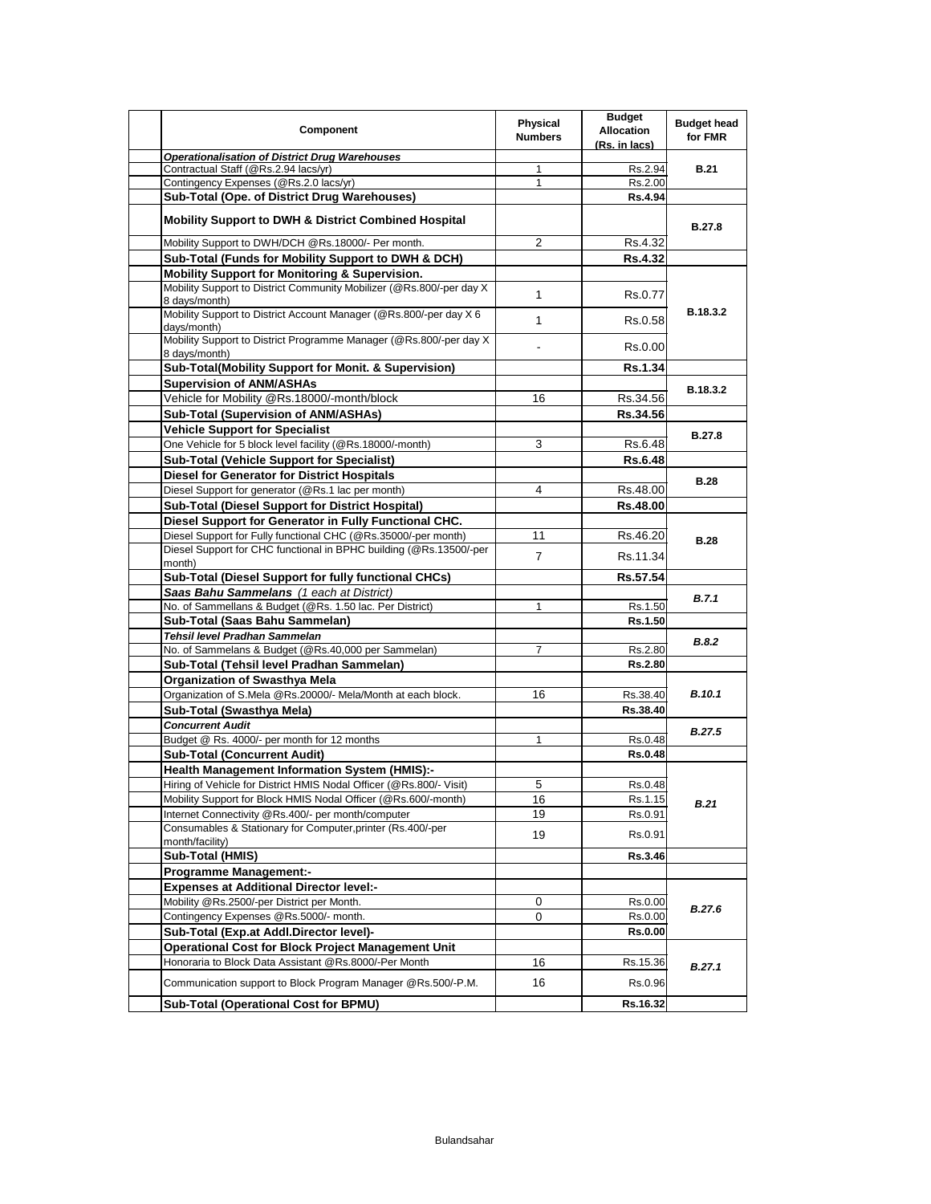| | Component | Physical Numbers | Budget Allocation (Rs. in lacs) | Budget head for FMR |
|---|---|---|---|---|
| | ***Operationalisation of District Drug Warehouses*** | | | |
| | Contractual Staff (@Rs.2.94 lacs/yr) | 1 | Rs.2.94 | **B.21** |
| | Contingency Expenses (@Rs.2.0 lacs/yr) | 1 | Rs.2.00 | |
| | **Sub-Total (Ope. of District Drug Warehouses)** | | **Rs.4.94** | |
| | **Mobility Support to DWH & District Combined Hospital** | | | **B.27.8** |
| | Mobility Support to DWH/DCH @Rs.18000/- Per month. | 2 | Rs.4.32 | |
| | **Sub-Total (Funds for Mobility Support to DWH & DCH)** | | **Rs.4.32** | |
| | **Mobility Support for Monitoring & Supervision.** | | | |
| | Mobility Support to District Community Mobilizer (@Rs.800/-per day X 8 days/month) | 1 | Rs.0.77 | **B.18.3.2** |
| | Mobility Support to District Account Manager (@Rs.800/-per day X 6 days/month) | 1 | Rs.0.58 | |
| | Mobility Support to District Programme Manager (@Rs.800/-per day X 8 days/month) | - | Rs.0.00 | |
| | **Sub-Total(Mobility Support for Monit. & Supervision)** | | **Rs.1.34** | |
| | **Supervision of ANM/ASHAs** | | | **B.18.3.2** |
| | Vehicle for Mobility @Rs.18000/-month/block | 16 | Rs.34.56 | |
| | **Sub-Total (Supervision of ANM/ASHAs)** | | **Rs.34.56** | |
| | **Vehicle Support for Specialist** | | | **B.27.8** |
| | One Vehicle for 5 block level facility (@Rs.18000/-month) | 3 | Rs.6.48 | |
| | **Sub-Total (Vehicle Support for Specialist)** | | **Rs.6.48** | |
| | **Diesel for Generator for District Hospitals** | | | **B.28** |
| | Diesel Support for generator (@Rs.1 lac per month) | 4 | Rs.48.00 | |
| | **Sub-Total (Diesel Support for District Hospital)** | | **Rs.48.00** | |
| | **Diesel Support for Generator in Fully Functional CHC.** | | | |
| | Diesel Support for Fully functional CHC (@Rs.35000/-per month) | 11 | Rs.46.20 | **B.28** |
| | Diesel Support for CHC functional in BPHC building (@Rs.13500/-per month) | 7 | Rs.11.34 | |
| | **Sub-Total (Diesel Support for fully functional CHCs)** | | **Rs.57.54** | |
| | ***Saas Bahu Sammelans** (1 each at District)* | | | ***B.7.1*** |
| | No. of Sammellans & Budget (@Rs. 1.50 lac. Per District) | 1 | Rs.1.50 | |
| | **Sub-Total (Saas Bahu Sammelan)** | | **Rs.1.50** | |
| | ***Tehsil level Pradhan Sammelan*** | | | ***B.8.2*** |
| | No. of Sammelans & Budget (@Rs.40,000 per Sammelan) | 7 | Rs.2.80 | |
| | **Sub-Total (Tehsil level Pradhan Sammelan)** | | **Rs.2.80** | |
| | **Organization of Swasthya Mela** | | | |
| | Organization of S.Mela @Rs.20000/- Mela/Month at each block. | 16 | Rs.38.40 | ***B.10.1*** |
| | **Sub-Total (Swasthya Mela)** | | **Rs.38.40** | |
| | ***Concurrent Audit*** | | | ***B.27.5*** |
| | Budget @ Rs. 4000/- per month for 12 months | 1 | Rs.0.48 | |
| | **Sub-Total (Concurrent Audit)** | | **Rs.0.48** | |
| | **Health Management Information System (HMIS):-** | | | |
| | Hiring of Vehicle for District HMIS Nodal Officer (@Rs.800/- Visit) | 5 | Rs.0.48 | ***B.21*** |
| | Mobility Support for Block HMIS Nodal Officer (@Rs.600/-month) | 16 | Rs.1.15 | |
| | Internet Connectivity @Rs.400/- per month/computer | 19 | Rs.0.91 | |
| | Consumables & Stationary for Computer,printer (Rs.400/-per month/facility) | 19 | Rs.0.91 | |
| | **Sub-Total (HMIS)** | | **Rs.3.46** | |
| | **Programme Management:-** | | | |
| | **Expenses at Additional Director level:-** | | | |
| | Mobility @Rs.2500/-per District per Month. | 0 | Rs.0.00 | ***B.27.6*** |
| | Contingency Expenses @Rs.5000/- month. | 0 | Rs.0.00 | |
| | **Sub-Total (Exp.at Addl.Director level)-** | | **Rs.0.00** | |
| | **Operational Cost for Block Project Management Unit** | | | |
| | Honoraria to Block Data Assistant @Rs.8000/-Per Month | 16 | Rs.15.36 | ***B.27.1*** |
| | Communication support to Block Program Manager @Rs.500/-P.M. | 16 | Rs.0.96 | |
| | **Sub-Total (Operational Cost for BPMU)** | | **Rs.16.32** | |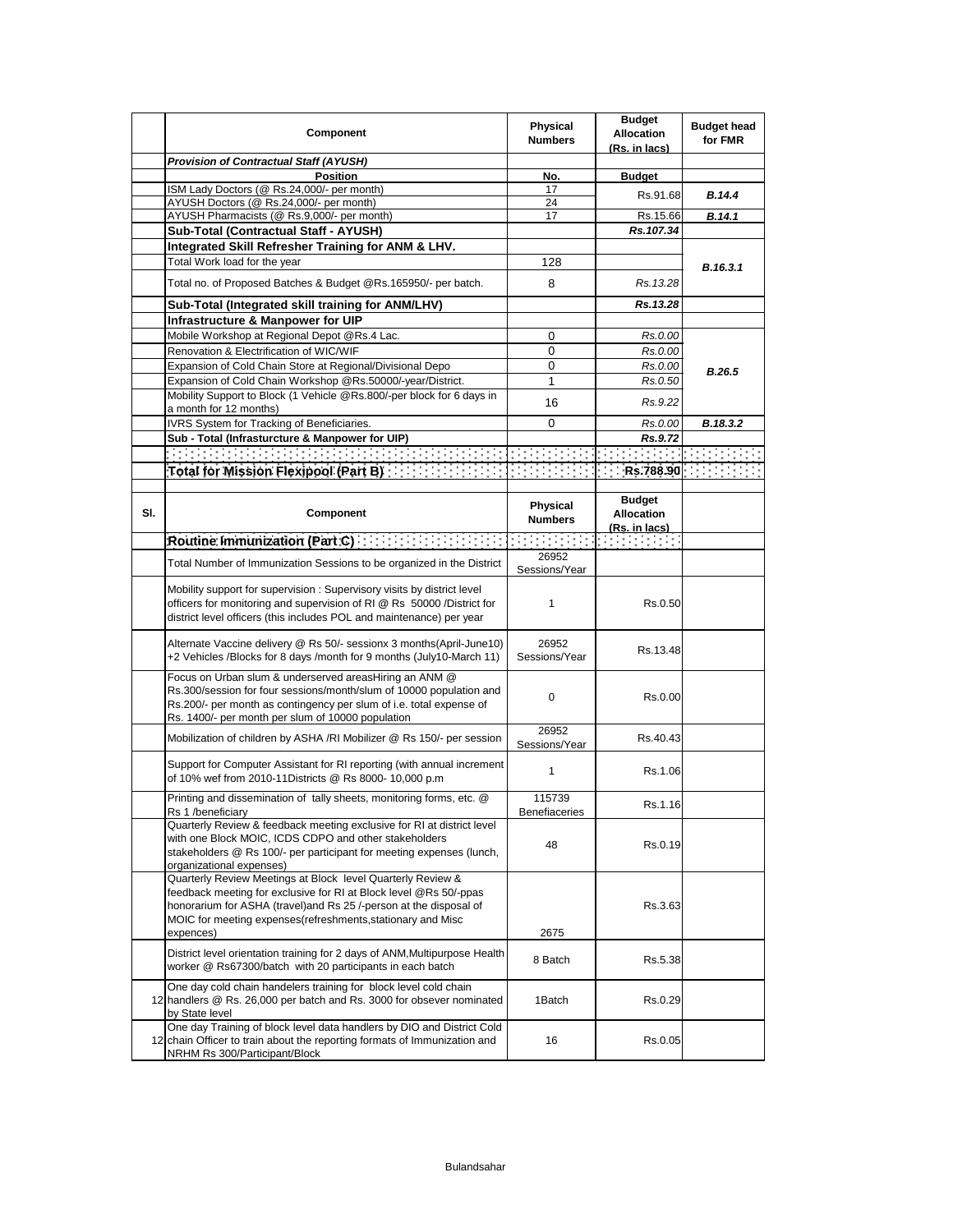| | Component | Physical Numbers | Budget Allocation (Rs. in lacs) | Budget head for FMR |
|---|---|---|---|---|
| | ***Provision of Contractual Staff (AYUSH)*** | | | |
| | **Position** | **No.** | **Budget** | |
| | ISM Lady Doctors (@ Rs.24,000/- per month) | 17 | Rs.91.68 | ***B.14.4*** |
| | AYUSH Doctors (@ Rs.24,000/- per month) | 24 | | |
| | AYUSH Pharmacists (@ Rs.9,000/- per month) | 17 | Rs.15.66 | ***B.14.1*** |
| | **Sub-Total (Contractual Staff - AYUSH)** | | ***Rs.107.34*** | |
| | **Integrated Skill Refresher Training for ANM & LHV.** | | | |
| | Total Work load for the year | 128 | | ***B.16.3.1*** |
| | Total no. of Proposed Batches & Budget @Rs.165950/- per batch. | 8 | *Rs.13.28* | |
| | **Sub-Total (Integrated skill training for ANM/LHV)** | | ***Rs.13.28*** | |
| | **Infrastructure & Manpower for UIP** | | | |
| | Mobile Workshop at Regional Depot @Rs.4 Lac. | 0 | *Rs.0.00* | ***B.26.5*** |
| | Renovation & Electrification of WIC/WIF | 0 | *Rs.0.00* | |
| | Expansion of Cold Chain Store at Regional/Divisional Depo | 0 | *Rs.0.00* | |
| | Expansion of Cold Chain Workshop @Rs.50000/-year/District. | 1 | *Rs.0.50* | |
| | Mobility Support to Block (1 Vehicle @Rs.800/-per block for 6 days in a month for 12 months) | 16 | *Rs.9.22* | |
| | IVRS System for Tracking of Beneficiaries. | 0 | *Rs.0.00* | ***B.18.3.2*** |
| | **Sub - Total (Infrasturcture & Manpower for UIP)** | | ***Rs.9.72*** | |
| | | | | |
| | **Total for Mission Flexipool (Part B)** | | **Rs.788.90** | |

| Sl. | Component | Physical Numbers | Budget Allocation (Rs. in lacs) | |
|---|---|---|---|---|
| | **Routine Immunization (Part C)** | | | |
| | Total Number of Immunization Sessions to be organized in the District | 26952 Sessions/Year | | |
| | Mobility support for supervision : Supervisory visits by district level officers for monitoring and supervision of RI @ Rs 50000 /District for district level officers (this includes POL and maintenance) per year | 1 | Rs.0.50 | |
| | Alternate Vaccine delivery @ Rs 50/- sessionx 3 months(April-June10) +2 Vehicles /Blocks for 8 days /month for 9 months (July10-March 11) | 26952 Sessions/Year | Rs.13.48 | |
| | Focus on Urban slum & underserved areasHiring an ANM @ Rs.300/session for four sessions/month/slum of 10000 population and Rs.200/- per month as contingency per slum of i.e. total expense of Rs. 1400/- per month per slum of 10000 population | 0 | Rs.0.00 | |
| | Mobilization of children by ASHA /RI Mobilizer @ Rs 150/- per session | 26952 Sessions/Year | Rs.40.43 | |
| | Support for Computer Assistant for RI reporting (with annual increment of 10% wef from 2010-11Districts @ Rs 8000- 10,000 p.m | 1 | Rs.1.06 | |
| | Printing and dissemination of tally sheets, monitoring forms, etc. @ Rs 1 /beneficiary | 115739 Benefiaceries | Rs.1.16 | |
| | Quarterly Review & feedback meeting exclusive for RI at district level with one Block MOIC, ICDS CDPO and other stakeholders stakeholders @ Rs 100/- per participant for meeting expenses (lunch, organizational expenses) | 48 | Rs.0.19 | |
| | Quarterly Review Meetings at Block level Quarterly Review & feedback meeting for exclusive for RI at Block level @Rs 50/-ppas honorarium for ASHA (travel)and Rs 25 /-person at the disposal of MOIC for meeting expenses(refreshments,stationary and Misc expences) | 2675 | Rs.3.63 | |
| | District level orientation training for 2 days of ANM,Multipurpose Health worker @ Rs67300/batch with 20 participants in each batch | 8 Batch | Rs.5.38 | |
| 12 | One day cold chain handelers training for block level cold chain handlers @ Rs. 26,000 per batch and Rs. 3000 for obsever nominated by State level | 1Batch | Rs.0.29 | |
| 12 | One day Training of block level data handlers by DIO and District Cold chain Officer to train about the reporting formats of Immunization and NRHM Rs 300/Participant/Block | 16 | Rs.0.05 | |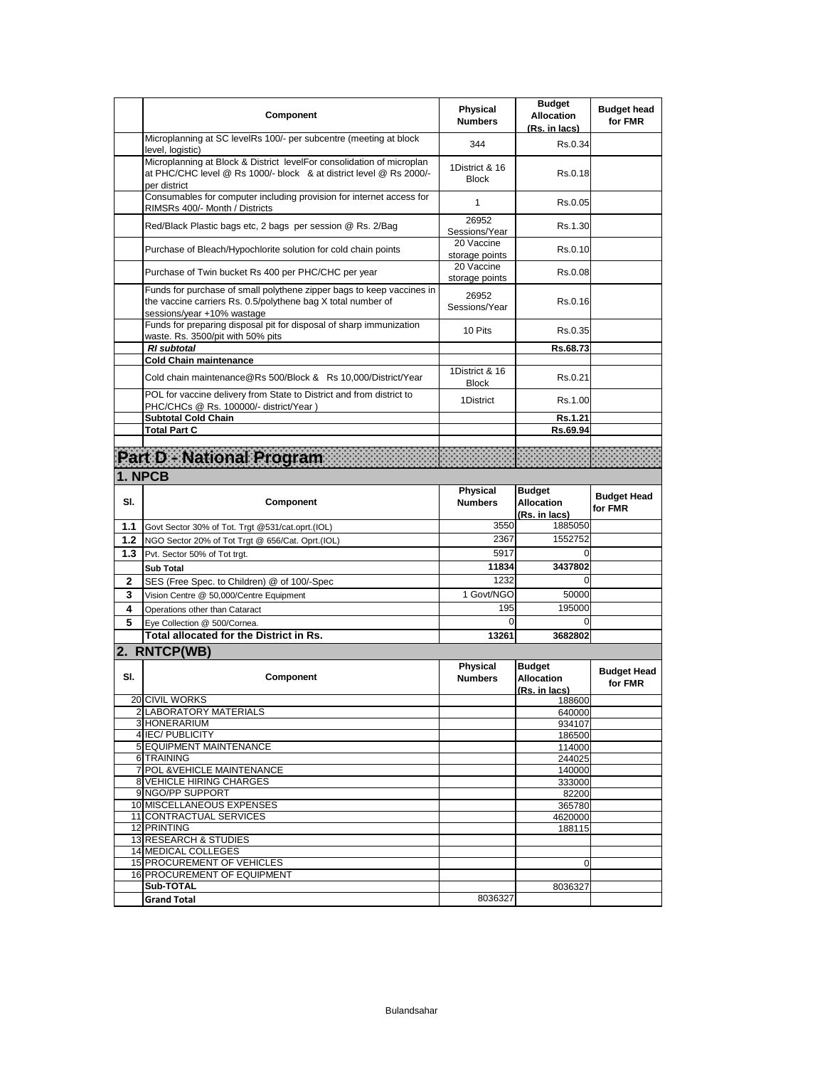| | Component | Physical Numbers | Budget Allocation (Rs. in lacs) | Budget head for FMR |
|---|---|---|---|---|
| | Microplanning at SC levelRs 100/- per subcentre (meeting at block level, logistic) | 344 | Rs.0.34 | |
| | Microplanning at Block & District levelFor consolidation of microplan at PHC/CHC level @ Rs 1000/- block & at district level @ Rs 2000/- per district | 1District & 16 Block | Rs.0.18 | |
| | Consumables for computer including provision for internet access for RIMSRs 400/- Month / Districts | 1 | Rs.0.05 | |
| | Red/Black Plastic bags etc, 2 bags per session @ Rs. 2/Bag | 26952 Sessions/Year | Rs.1.30 | |
| | Purchase of Bleach/Hypochlorite solution for cold chain points | 20 Vaccine storage points | Rs.0.10 | |
| | Purchase of Twin bucket Rs 400 per PHC/CHC per year | 20 Vaccine storage points | Rs.0.08 | |
| | Funds for purchase of small polythene zipper bags to keep vaccines in the vaccine carriers Rs. 0.5/polythene bag X total number of sessions/year +10% wastage | 26952 Sessions/Year | Rs.0.16 | |
| | Funds for preparing disposal pit for disposal of sharp immunization waste. Rs. 3500/pit with 50% pits | 10 Pits | Rs.0.35 | |
| | ***RI subtotal*** | | **Rs.68.73** | |
| | **Cold Chain maintenance** | | | |
| | Cold chain maintenance@Rs 500/Block & Rs 10,000/District/Year | 1District & 16 Block | Rs.0.21 | |
| | POL for vaccine delivery from State to District and from district to PHC/CHCs @ Rs. 100000/- district/Year ) | 1District | Rs.1.00 | |
| | **Subtotal Cold Chain** | | **Rs.1.21** | |
| | **Total Part C** | | **Rs.69.94** | |

# Part D - National Program

## 1. NPCB

| Sl. | Component | Physical Numbers | Budget Allocation (Rs. in lacs) | Budget Head for FMR |
|---|---|---|---|---|
| **1.1** | Govt Sector 30% of Tot. Trgt @531/cat.oprt.(IOL) | 3550 | 1885050 | |
| **1.2** | NGO Sector 20% of Tot Trgt @ 656/Cat. Oprt.(IOL) | 2367 | 1552752 | |
| **1.3** | Pvt. Sector 50% of Tot trgt. | 5917 | 0 | |
| | **Sub Total** | **11834** | **3437802** | |
| **2** | SES (Free Spec. to Children) @ of 100/-Spec | 1232 | 0 | |
| **3** | Vision Centre @ 50,000/Centre Equipment | 1 Govt/NGO | 50000 | |
| **4** | Operations other than Cataract | 195 | 195000 | |
| **5** | Eye Collection @ 500/Cornea. | 0 | 0 | |
| | **Total allocated for the District in Rs.** | **13261** | **3682802** | |

## 2. RNTCP(WB)

| Sl. | Component | Physical Numbers | Budget Allocation (Rs. in lacs) | Budget Head for FMR |
|---|---|---|---|---|
| 20 | CIVIL WORKS | | 188600 | |
| 2 | LABORATORY MATERIALS | | 640000 | |
| 3 | HONERARIUM | | 934107 | |
| 4 | IEC/ PUBLICITY | | 186500 | |
| 5 | EQUIPMENT MAINTENANCE | | 114000 | |
| 6 | TRAINING | | 244025 | |
| 7 | POL &VEHICLE MAINTENANCE | | 140000 | |
| 8 | VEHICLE HIRING CHARGES | | 333000 | |
| 9 | NGO/PP SUPPORT | | 82200 | |
| 10 | MISCELLANEOUS EXPENSES | | 365780 | |
| 11 | CONTRACTUAL SERVICES | | 4620000 | |
| 12 | PRINTING | | 188115 | |
| 13 | RESEARCH & STUDIES | | | |
| 14 | MEDICAL COLLEGES | | | |
| 15 | PROCUREMENT OF VEHICLES | | 0 | |
| 16 | PROCUREMENT OF EQUIPMENT | | | |
| | **Sub-TOTAL** | | 8036327 | |
| | **Grand Total** | 8036327 | | |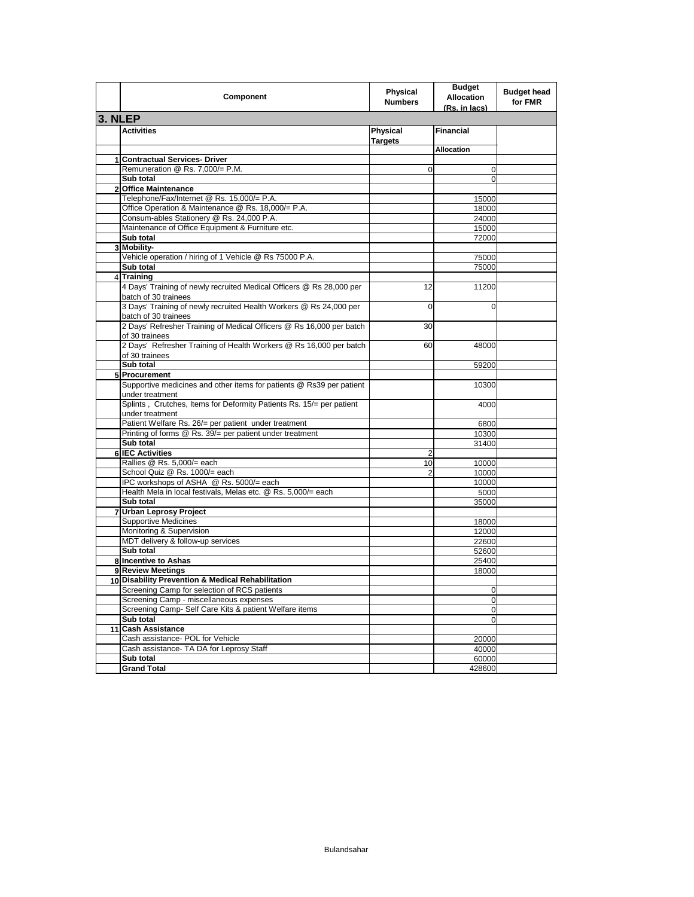| | Component | Physical Numbers | Budget Allocation (Rs. in lacs) | Budget head for FMR |
|---|---|---|---|---|
| **3. NLEP** | | | | |
| | **Activities** | **Physical Targets** | **Financial** | |
| | | | **Allocation** | |
| **1** | **Contractual Services- Driver** | | | |
| | Remuneration @ Rs. 7,000/= P.M. | 0 | 0 | |
| | **Sub total** | | 0 | |
| **2** | **Office Maintenance** | | | |
| | Telephone/Fax/Internet @ Rs. 15,000/= P.A. | | 15000 | |
| | Office Operation & Maintenance @ Rs. 18,000/= P.A. | | 18000 | |
| | Consum-ables Stationery @ Rs. 24,000 P.A. | | 24000 | |
| | Maintenance of Office Equipment & Furniture etc. | | 15000 | |
| | **Sub total** | | 72000 | |
| **3** | **Mobility-** | | | |
| | Vehicle operation / hiring of 1 Vehicle @ Rs 75000 P.A. | | 75000 | |
| | **Sub total** | | 75000 | |
| 4 | **Training** | | | |
| | 4 Days' Training of newly recruited Medical Officers @ Rs 28,000 per batch of 30 trainees | 12 | 11200 | |
| | 3 Days' Training of newly recruited Health Workers @ Rs 24,000 per batch of 30 trainees | 0 | 0 | |
| | 2 Days' Refresher Training of Medical Officers @ Rs 16,000 per batch of 30 trainees | 30 | | |
| | 2 Days' Refresher Training of Health Workers @ Rs 16,000 per batch of 30 trainees | 60 | 48000 | |
| | **Sub total** | | 59200 | |
| **5** | **Procurement** | | | |
| | Supportive medicines and other items for patients @ Rs39 per patient under treatment | | 10300 | |
| | Splints , Crutches, Items for Deformity Patients Rs. 15/= per patient under treatment | | 4000 | |
| | Patient Welfare Rs. 26/= per patient under treatment | | 6800 | |
| | Printing of forms @ Rs. 39/= per patient under treatment | | 10300 | |
| | **Sub total** | | 31400 | |
| **6** | **IEC Activities** | 2 | | |
| | Rallies @ Rs. 5,000/= each | 10 | 10000 | |
| | School Quiz @ Rs. 1000/= each | 2 | 10000 | |
| | IPC workshops of ASHA @ Rs. 5000/= each | | 10000 | |
| | Health Mela in local festivals, Melas etc. @ Rs. 5,000/= each | | 5000 | |
| | **Sub total** | | 35000 | |
| **7** | **Urban Leprosy Project** | | | |
| | Supportive Medicines | | 18000 | |
| | Monitoring & Supervision | | 12000 | |
| | MDT delivery & follow-up services | | 22600 | |
| | **Sub total** | | 52600 | |
| **8** | **Incentive to Ashas** | | 25400 | |
| **9** | **Review Meetings** | | 18000 | |
| **10** | **Disability Prevention & Medical Rehabilitation** | | | |
| | Screening Camp for selection of RCS patients | | 0 | |
| | Screening Camp - miscellaneous expenses | | 0 | |
| | Screening Camp- Self Care Kits & patient Welfare items | | 0 | |
| | **Sub total** | | 0 | |
| **11** | **Cash Assistance** | | | |
| | Cash assistance- POL for Vehicle | | 20000 | |
| | Cash assistance- TA DA for Leprosy Staff | | 40000 | |
| | **Sub total** | | 60000 | |
| | **Grand Total** | | 428600 | |

Bulandsahar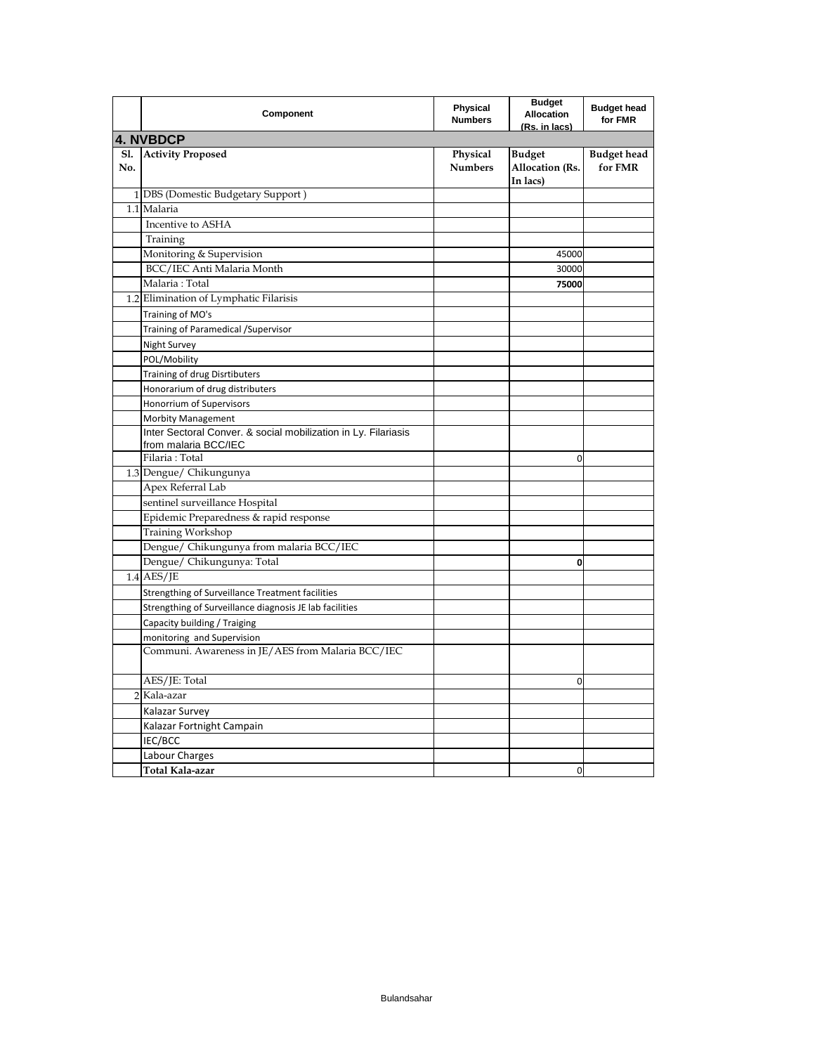| | Component | Physical Numbers | Budget Allocation (Rs. in lacs) | Budget head for FMR |
|---|---|---|---|---|
| **4. NVBDCP** | | | | |
| **Sl. No.** | **Activity Proposed** | **Physical Numbers** | **Budget Allocation (Rs. In lacs)** | **Budget head for FMR** |
| 1 | DBS (Domestic Budgetary Support ) | | | |
| 1.1 | Malaria | | | |
| | Incentive to ASHA | | | |
| | Training | | | |
| | Monitoring & Supervision | | 45000 | |
| | BCC/IEC Anti Malaria Month | | 30000 | |
| | Malaria : Total | | **75000** | |
| 1.2 | Elimination of Lymphatic Filarisis | | | |
| | Training of MO's | | | |
| | Training of Paramedical /Supervisor | | | |
| | Night Survey | | | |
| | POL/Mobility | | | |
| | Training of drug Disrtibuters | | | |
| | Honorarium of drug distributers | | | |
| | Honorrium of Supervisors | | | |
| | Morbity Management | | | |
| | Inter Sectoral Conver. & social mobilization in Ly. Filariasis from malaria BCC/IEC | | | |
| | Filaria : Total | | 0 | |
| 1.3 | Dengue/ Chikungunya | | | |
| | Apex Referral Lab | | | |
| | sentinel surveillance Hospital | | | |
| | Epidemic Preparedness & rapid response | | | |
| | Training Workshop | | | |
| | Dengue/ Chikungunya from malaria BCC/IEC | | | |
| | Dengue/ Chikungunya: Total | | **0** | |
| 1.4 | AES/JE | | | |
| | Strengthing of Surveillance Treatment facilities | | | |
| | Strengthing of Surveillance diagnosis JE lab facilities | | | |
| | Capacity building / Traiging | | | |
| | monitoring and Supervision | | | |
| | Communi. Awareness in JE/AES from Malaria BCC/IEC | | | |
| | AES/JE: Total | | 0 | |
| 2 | Kala-azar | | | |
| | Kalazar Survey | | | |
| | Kalazar Fortnight Campain | | | |
| | IEC/BCC | | | |
| | Labour Charges | | | |
| | **Total Kala-azar** | | 0 | |

Bulandsahar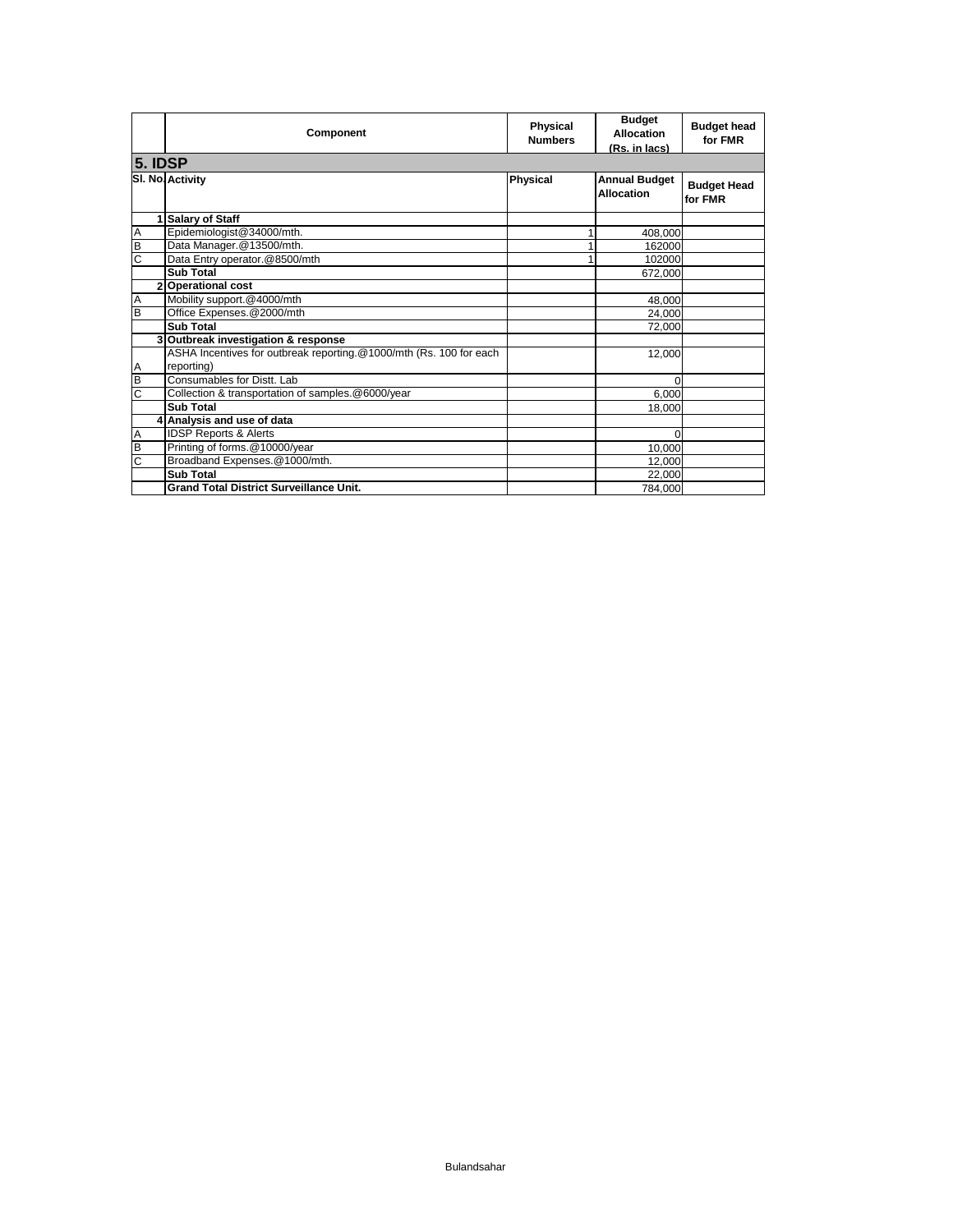| | Component | Physical Numbers | Budget Allocation (Rs. in lacs) | Budget head for FMR |
|---|---|---|---|---|
| **5. IDSP** | | | | |
| **Sl. No.** | **Activity** | **Physical** | **Annual Budget Allocation** | **Budget Head for FMR** |
| 1 | **Salary of Staff** | | | |
| A | Epidemiologist@34000/mth. | 1 | 408,000 | |
| B | Data Manager.@13500/mth. | 1 | 162000 | |
| C | Data Entry operator.@8500/mth | 1 | 102000 | |
| | **Sub Total** | | 672,000 | |
| 2 | **Operational cost** | | | |
| A | Mobility support.@4000/mth | | 48,000 | |
| B | Office Expenses.@2000/mth | | 24,000 | |
| | **Sub Total** | | 72,000 | |
| 3 | **Outbreak investigation & response** | | | |
| A | ASHA Incentives for outbreak reporting.@1000/mth (Rs. 100 for each reporting) | | 12,000 | |
| B | Consumables for Distt. Lab | | 0 | |
| C | Collection & transportation of samples.@6000/year | | 6,000 | |
| | **Sub Total** | | 18,000 | |
| 4 | **Analysis and use of data** | | | |
| A | IDSP Reports & Alerts | | 0 | |
| B | Printing of forms.@10000/year | | 10,000 | |
| C | Broadband Expenses.@1000/mth. | | 12,000 | |
| | **Sub Total** | | 22,000 | |
| | **Grand Total District Surveillance Unit.** | | 784,000 | |